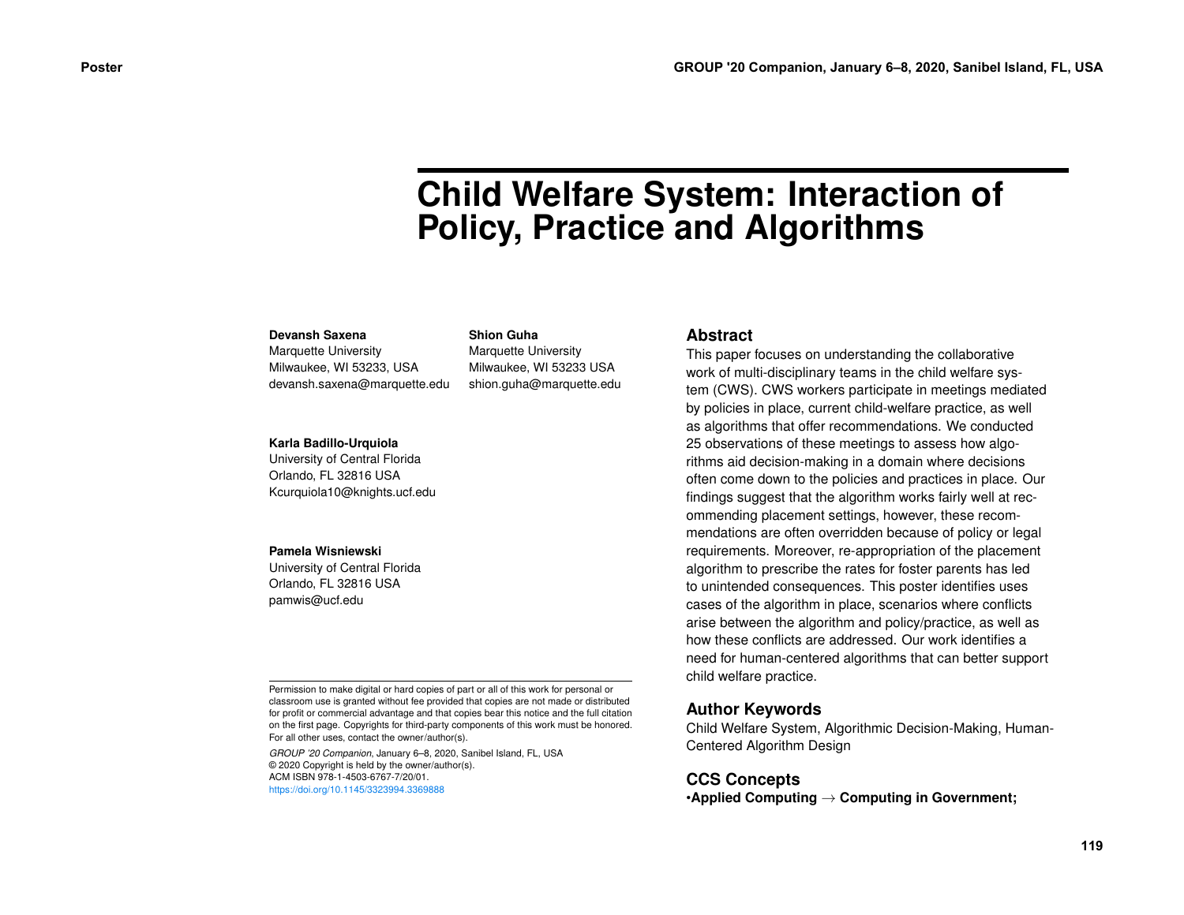# Child Welfare System: Interaction of Policy, Practice and Algorithms

**Devansh Saxena**
Marquette University
Milwaukee, WI 53233, USA
devansh.saxena@marquette.edu

**Shion Guha**
Marquette University
Milwaukee, WI 53233 USA
shion.guha@marquette.edu

**Karla Badillo-Urquiola**
University of Central Florida
Orlando, FL 32816 USA
Kcurquiola10@knights.ucf.edu

**Pamela Wisniewski**
University of Central Florida
Orlando, FL 32816 USA
pamwis@ucf.edu

Permission to make digital or hard copies of part or all of this work for personal or classroom use is granted without fee provided that copies are not made or distributed for profit or commercial advantage and that copies bear this notice and the full citation on the first page. Copyrights for third-party components of this work must be honored. For all other uses, contact the owner/author(s).

*GROUP '20 Companion*, January 6–8, 2020, Sanibel Island, FL, USA
© 2020 Copyright is held by the owner/author(s).
ACM ISBN 978-1-4503-6767-7/20/01.
https://doi.org/10.1145/3323994.3369888

## Abstract

This paper focuses on understanding the collaborative work of multi-disciplinary teams in the child welfare system (CWS). CWS workers participate in meetings mediated by policies in place, current child-welfare practice, as well as algorithms that offer recommendations. We conducted 25 observations of these meetings to assess how algorithms aid decision-making in a domain where decisions often come down to the policies and practices in place. Our findings suggest that the algorithm works fairly well at recommending placement settings, however, these recommendations are often overridden because of policy or legal requirements. Moreover, re-appropriation of the placement algorithm to prescribe the rates for foster parents has led to unintended consequences. This poster identifies uses cases of the algorithm in place, scenarios where conflicts arise between the algorithm and policy/practice, as well as how these conflicts are addressed. Our work identifies a need for human-centered algorithms that can better support child welfare practice.

## Author Keywords

Child Welfare System, Algorithmic Decision-Making, Human-Centered Algorithm Design

## CCS Concepts

**•Applied Computing → Computing in Government;**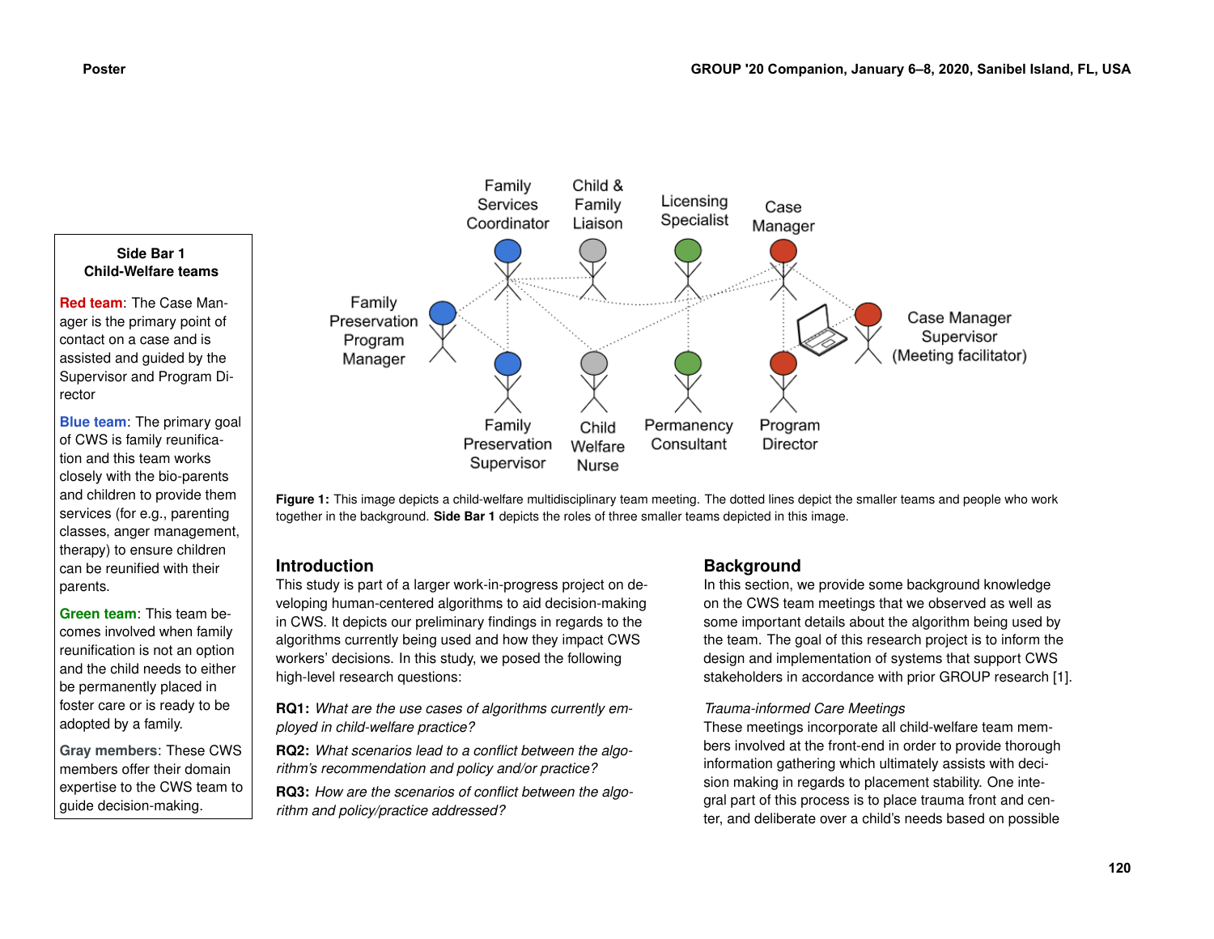**Side Bar 1**
**Child-Welfare teams**

**Red team**: The Case Manager is the primary point of contact on a case and is assisted and guided by the Supervisor and Program Director

**Blue team**: The primary goal of CWS is family reunification and this team works closely with the bio-parents and children to provide them services (for e.g., parenting classes, anger management, therapy) to ensure children can be reunified with their parents.

**Green team**: This team becomes involved when family reunification is not an option and the child needs to either be permanently placed in foster care or is ready to be adopted by a family.

**Gray members**: These CWS members offer their domain expertise to the CWS team to guide decision-making.

**Figure 1:** This image depicts a child-welfare multidisciplinary team meeting. The dotted lines depict the smaller teams and people who work together in the background. **Side Bar 1** depicts the roles of three smaller teams depicted in this image.

## Introduction

This study is part of a larger work-in-progress project on developing human-centered algorithms to aid decision-making in CWS. It depicts our preliminary findings in regards to the algorithms currently being used and how they impact CWS workers' decisions. In this study, we posed the following high-level research questions:

**RQ1:** *What are the use cases of algorithms currently employed in child-welfare practice?*

**RQ2:** *What scenarios lead to a conflict between the algorithm's recommendation and policy and/or practice?*

**RQ3:** *How are the scenarios of conflict between the algorithm and policy/practice addressed?*

## Background

In this section, we provide some background knowledge on the CWS team meetings that we observed as well as some important details about the algorithm being used by the team. The goal of this research project is to inform the design and implementation of systems that support CWS stakeholders in accordance with prior GROUP research [1].

*Trauma-informed Care Meetings*

These meetings incorporate all child-welfare team members involved at the front-end in order to provide thorough information gathering which ultimately assists with decision making in regards to placement stability. One integral part of this process is to place trauma front and center, and deliberate over a child's needs based on possible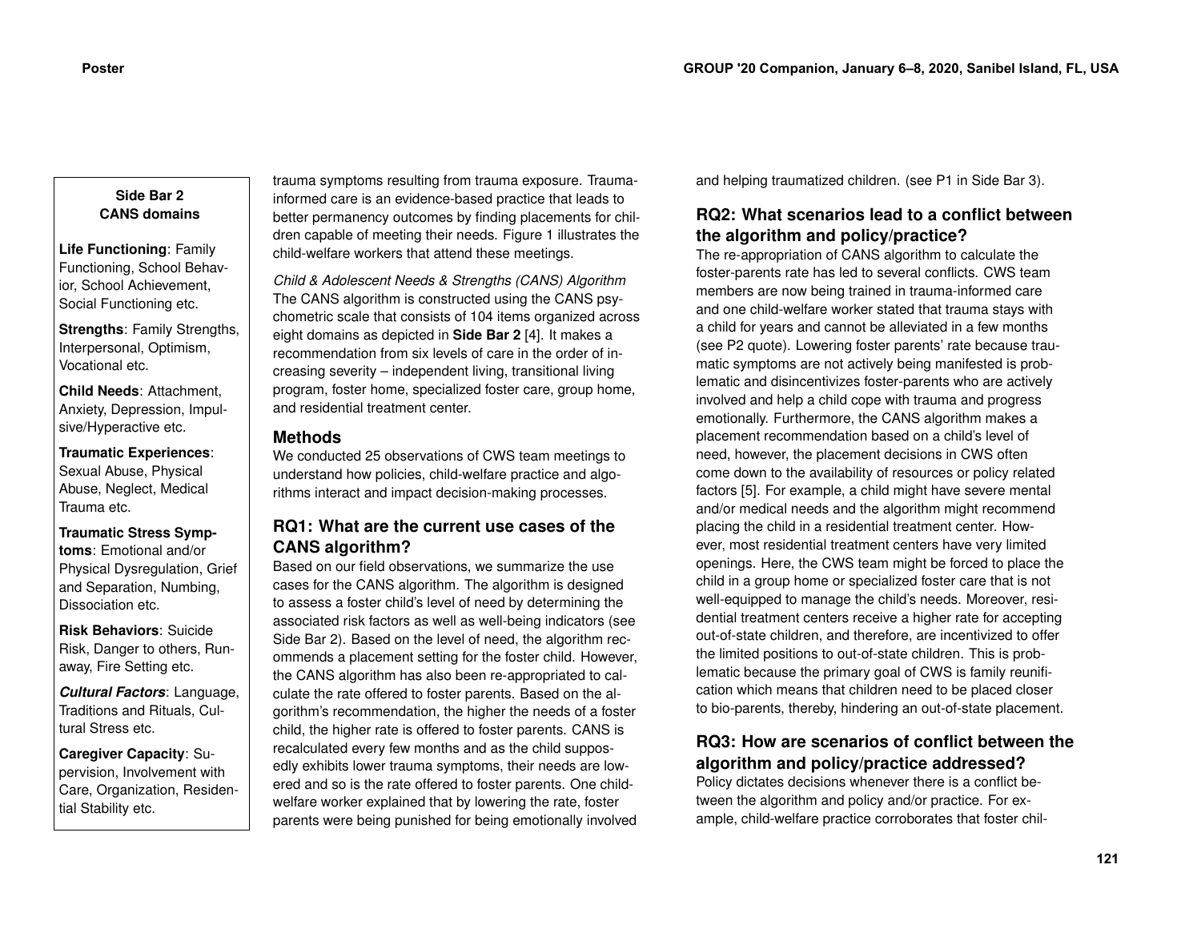**Side Bar 2**
**CANS domains**

**Life Functioning**: Family Functioning, School Behavior, School Achievement, Social Functioning etc.

**Strengths**: Family Strengths, Interpersonal, Optimism, Vocational etc.

**Child Needs**: Attachment, Anxiety, Depression, Impulsive/Hyperactive etc.

**Traumatic Experiences**: Sexual Abuse, Physical Abuse, Neglect, Medical Trauma etc.

**Traumatic Stress Symptoms**: Emotional and/or Physical Dysregulation, Grief and Separation, Numbing, Dissociation etc.

**Risk Behaviors**: Suicide Risk, Danger to others, Runaway, Fire Setting etc.

***Cultural Factors***: Language, Traditions and Rituals, Cultural Stress etc.

**Caregiver Capacity**: Supervision, Involvement with Care, Organization, Residential Stability etc.

trauma symptoms resulting from trauma exposure. Trauma-informed care is an evidence-based practice that leads to better permanency outcomes by finding placements for children capable of meeting their needs. Figure 1 illustrates the child-welfare workers that attend these meetings.

*Child & Adolescent Needs & Strengths (CANS) Algorithm*
The CANS algorithm is constructed using the CANS psychometric scale that consists of 104 items organized across eight domains as depicted in **Side Bar 2** [4]. It makes a recommendation from six levels of care in the order of increasing severity – independent living, transitional living program, foster home, specialized foster care, group home, and residential treatment center.

## Methods

We conducted 25 observations of CWS team meetings to understand how policies, child-welfare practice and algorithms interact and impact decision-making processes.

## RQ1: What are the current use cases of the CANS algorithm?

Based on our field observations, we summarize the use cases for the CANS algorithm. The algorithm is designed to assess a foster child's level of need by determining the associated risk factors as well as well-being indicators (see Side Bar 2). Based on the level of need, the algorithm recommends a placement setting for the foster child. However, the CANS algorithm has also been re-appropriated to calculate the rate offered to foster parents. Based on the algorithm's recommendation, the higher the needs of a foster child, the higher rate is offered to foster parents. CANS is recalculated every few months and as the child supposedly exhibits lower trauma symptoms, their needs are lowered and so is the rate offered to foster parents. One child-welfare worker explained that by lowering the rate, foster parents were being punished for being emotionally involved and helping traumatized children. (see P1 in Side Bar 3).

## RQ2: What scenarios lead to a conflict between the algorithm and policy/practice?

The re-appropriation of CANS algorithm to calculate the foster-parents rate has led to several conflicts. CWS team members are now being trained in trauma-informed care and one child-welfare worker stated that trauma stays with a child for years and cannot be alleviated in a few months (see P2 quote). Lowering foster parents' rate because traumatic symptoms are not actively being manifested is problematic and disincentivizes foster-parents who are actively involved and help a child cope with trauma and progress emotionally. Furthermore, the CANS algorithm makes a placement recommendation based on a child's level of need, however, the placement decisions in CWS often come down to the availability of resources or policy related factors [5]. For example, a child might have severe mental and/or medical needs and the algorithm might recommend placing the child in a residential treatment center. However, most residential treatment centers have very limited openings. Here, the CWS team might be forced to place the child in a group home or specialized foster care that is not well-equipped to manage the child's needs. Moreover, residential treatment centers receive a higher rate for accepting out-of-state children, and therefore, are incentivized to offer the limited positions to out-of-state children. This is problematic because the primary goal of CWS is family reunification which means that children need to be placed closer to bio-parents, thereby, hindering an out-of-state placement.

## RQ3: How are scenarios of conflict between the algorithm and policy/practice addressed?

Policy dictates decisions whenever there is a conflict between the algorithm and policy and/or practice. For example, child-welfare practice corroborates that foster chil-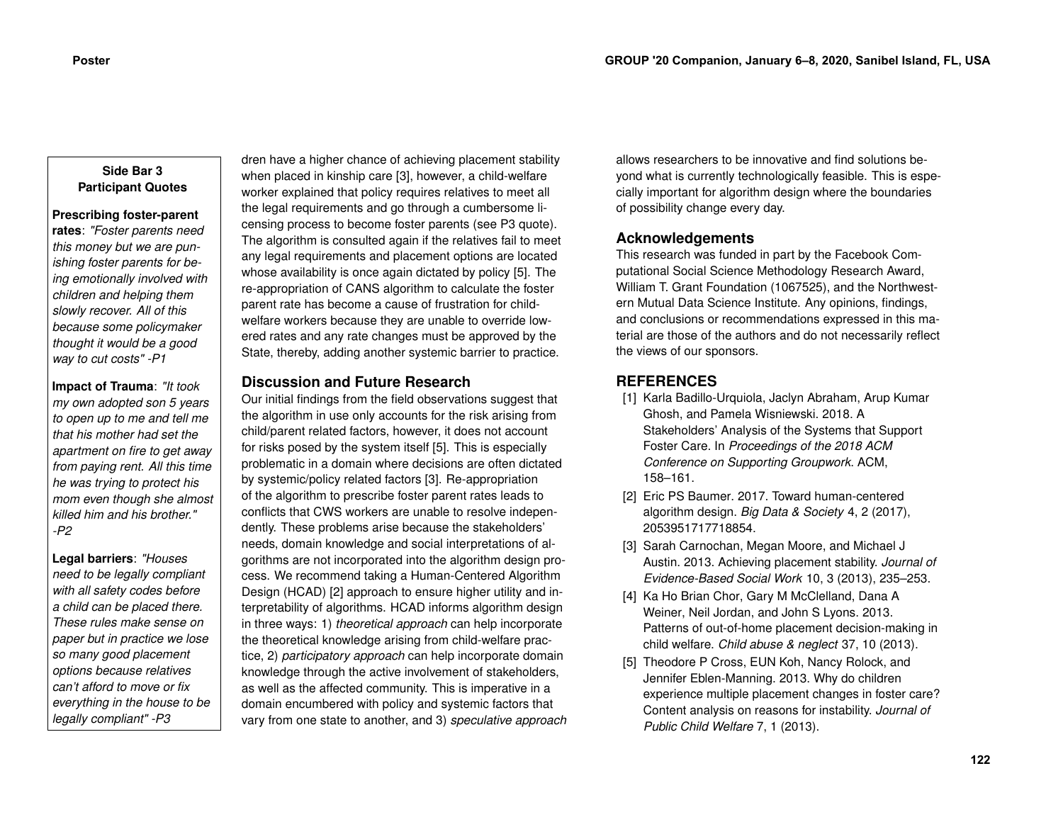**Side Bar 3**
**Participant Quotes**

**Prescribing foster-parent rates**: *"Foster parents need this money but we are punishing foster parents for being emotionally involved with children and helping them slowly recover. All of this because some policymaker thought it would be a good way to cut costs" -P1*

**Impact of Trauma**: *"It took my own adopted son 5 years to open up to me and tell me that his mother had set the apartment on fire to get away from paying rent. All this time he was trying to protect his mom even though she almost killed him and his brother." -P2*

**Legal barriers**: *"Houses need to be legally compliant with all safety codes before a child can be placed there. These rules make sense on paper but in practice we lose so many good placement options because relatives can't afford to move or fix everything in the house to be legally compliant" -P3*

dren have a higher chance of achieving placement stability when placed in kinship care [3], however, a child-welfare worker explained that policy requires relatives to meet all the legal requirements and go through a cumbersome licensing process to become foster parents (see P3 quote). The algorithm is consulted again if the relatives fail to meet any legal requirements and placement options are located whose availability is once again dictated by policy [5]. The re-appropriation of CANS algorithm to calculate the foster parent rate has become a cause of frustration for child-welfare workers because they are unable to override lowered rates and any rate changes must be approved by the State, thereby, adding another systemic barrier to practice.

## Discussion and Future Research

Our initial findings from the field observations suggest that the algorithm in use only accounts for the risk arising from child/parent related factors, however, it does not account for risks posed by the system itself [5]. This is especially problematic in a domain where decisions are often dictated by systemic/policy related factors [3]. Re-appropriation of the algorithm to prescribe foster parent rates leads to conflicts that CWS workers are unable to resolve independently. These problems arise because the stakeholders' needs, domain knowledge and social interpretations of algorithms are not incorporated into the algorithm design process. We recommend taking a Human-Centered Algorithm Design (HCAD) [2] approach to ensure higher utility and interpretability of algorithms. HCAD informs algorithm design in three ways: 1) *theoretical approach* can help incorporate the theoretical knowledge arising from child-welfare practice, 2) *participatory approach* can help incorporate domain knowledge through the active involvement of stakeholders, as well as the affected community. This is imperative in a domain encumbered with policy and systemic factors that vary from one state to another, and 3) *speculative approach* allows researchers to be innovative and find solutions beyond what is currently technologically feasible. This is especially important for algorithm design where the boundaries of possibility change every day.

## Acknowledgements

This research was funded in part by the Facebook Computational Social Science Methodology Research Award, William T. Grant Foundation (1067525), and the Northwestern Mutual Data Science Institute. Any opinions, findings, and conclusions or recommendations expressed in this material are those of the authors and do not necessarily reflect the views of our sponsors.

## REFERENCES

[1] Karla Badillo-Urquiola, Jaclyn Abraham, Arup Kumar Ghosh, and Pamela Wisniewski. 2018. A Stakeholders' Analysis of the Systems that Support Foster Care. In *Proceedings of the 2018 ACM Conference on Supporting Groupwork*. ACM, 158–161.

[2] Eric PS Baumer. 2017. Toward human-centered algorithm design. *Big Data & Society* 4, 2 (2017), 2053951717718854.

[3] Sarah Carnochan, Megan Moore, and Michael J Austin. 2013. Achieving placement stability. *Journal of Evidence-Based Social Work* 10, 3 (2013), 235–253.

[4] Ka Ho Brian Chor, Gary M McClelland, Dana A Weiner, Neil Jordan, and John S Lyons. 2013. Patterns of out-of-home placement decision-making in child welfare. *Child abuse & neglect* 37, 10 (2013).

[5] Theodore P Cross, EUN Koh, Nancy Rolock, and Jennifer Eblen-Manning. 2013. Why do children experience multiple placement changes in foster care? Content analysis on reasons for instability. *Journal of Public Child Welfare* 7, 1 (2013).